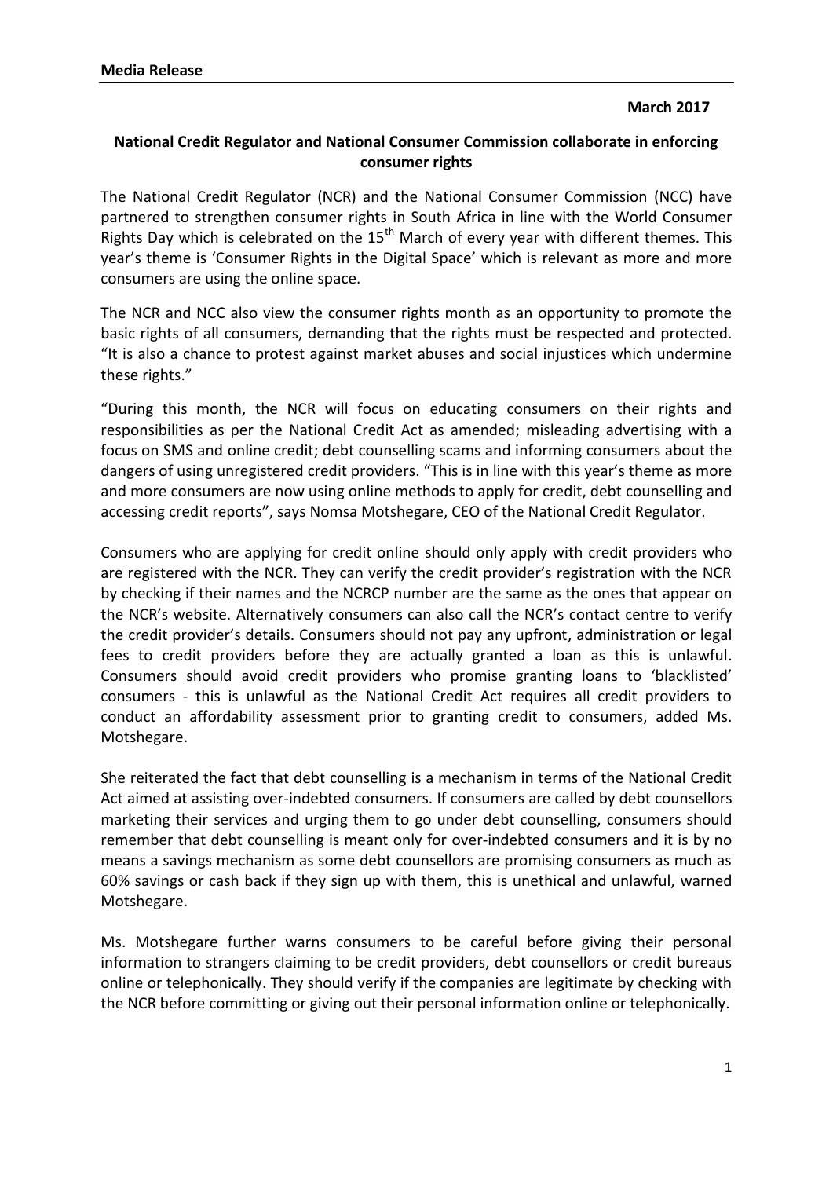**Media Release**

**March 2017**

**National Credit Regulator and National Consumer Commission collaborate in enforcing consumer rights**

The National Credit Regulator (NCR) and the National Consumer Commission (NCC) have partnered to strengthen consumer rights in South Africa in line with the World Consumer Rights Day which is celebrated on the 15th March of every year with different themes. This year's theme is 'Consumer Rights in the Digital Space' which is relevant as more and more consumers are using the online space.

The NCR and NCC also view the consumer rights month as an opportunity to promote the basic rights of all consumers, demanding that the rights must be respected and protected. "It is also a chance to protest against market abuses and social injustices which undermine these rights."

"During this month, the NCR will focus on educating consumers on their rights and responsibilities as per the National Credit Act as amended; misleading advertising with a focus on SMS and online credit; debt counselling scams and informing consumers about the dangers of using unregistered credit providers. "This is in line with this year's theme as more and more consumers are now using online methods to apply for credit, debt counselling and accessing credit reports", says Nomsa Motshegare, CEO of the National Credit Regulator.

Consumers who are applying for credit online should only apply with credit providers who are registered with the NCR. They can verify the credit provider's registration with the NCR by checking if their names and the NCRCP number are the same as the ones that appear on the NCR's website. Alternatively consumers can also call the NCR's contact centre to verify the credit provider's details. Consumers should not pay any upfront, administration or legal fees to credit providers before they are actually granted a loan as this is unlawful. Consumers should avoid credit providers who promise granting loans to 'blacklisted' consumers - this is unlawful as the National Credit Act requires all credit providers to conduct an affordability assessment prior to granting credit to consumers, added Ms. Motshegare.

She reiterated the fact that debt counselling is a mechanism in terms of the National Credit Act aimed at assisting over-indebted consumers. If consumers are called by debt counsellors marketing their services and urging them to go under debt counselling, consumers should remember that debt counselling is meant only for over-indebted consumers and it is by no means a savings mechanism as some debt counsellors are promising consumers as much as 60% savings or cash back if they sign up with them, this is unethical and unlawful, warned Motshegare.

Ms. Motshegare further warns consumers to be careful before giving their personal information to strangers claiming to be credit providers, debt counsellors or credit bureaus online or telephonically. They should verify if the companies are legitimate by checking with the NCR before committing or giving out their personal information online or telephonically.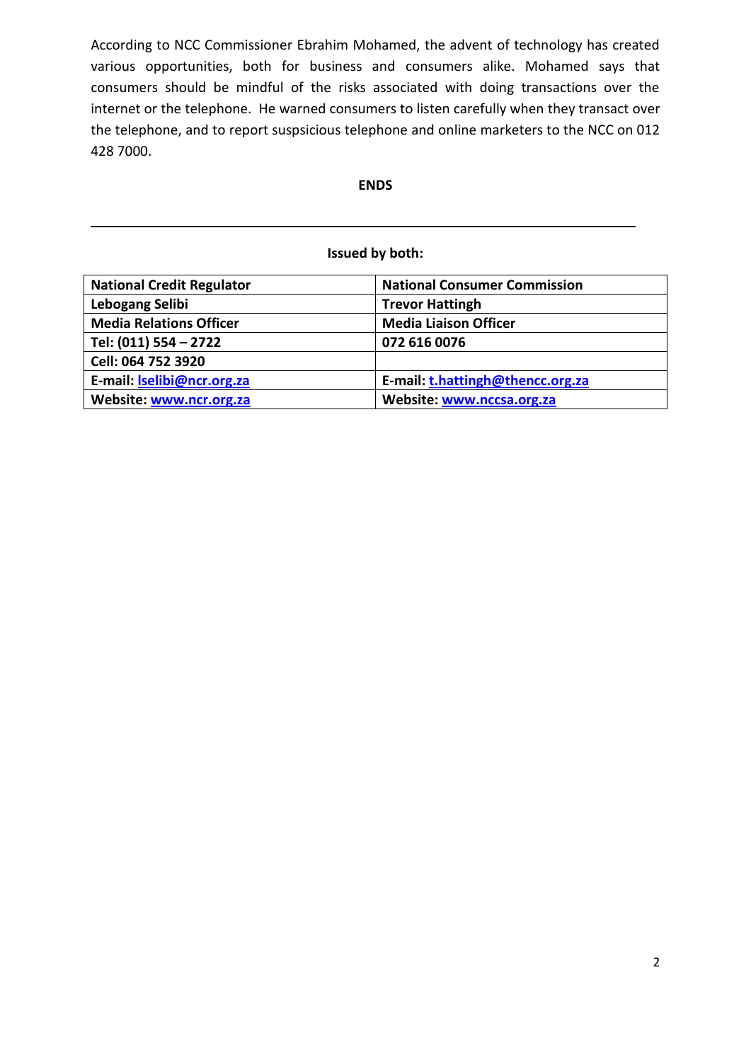According to NCC Commissioner Ebrahim Mohamed, the advent of technology has created various opportunities, both for business and consumers alike. Mohamed says that consumers should be mindful of the risks associated with doing transactions over the internet or the telephone. He warned consumers to listen carefully when they transact over the telephone, and to report suspsicious telephone and online marketers to the NCC on 012 428 7000.

**ENDS**

---

**Issued by both:**

| | |
|---|---|
| **National Credit Regulator** | **National Consumer Commission** |
| **Lebogang Selibi** | **Trevor Hattingh** |
| **Media Relations Officer** | **Media Liaison Officer** |
| **Tel: (011) 554 – 2722** | **072 616 0076** |
| **Cell: 064 752 3920** | |
| **E-mail: lselibi@ncr.org.za** | **E-mail: t.hattingh@thencc.org.za** |
| **Website: www.ncr.org.za** | **Website: www.nccsa.org.za** |